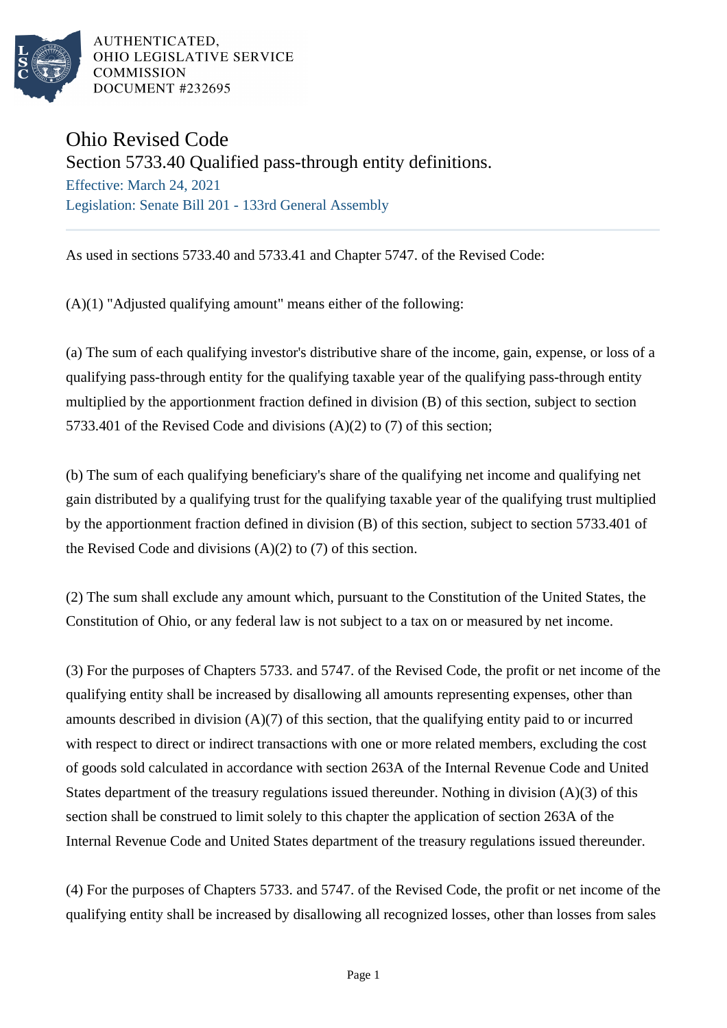AUTHENTICATED,
OHIO LEGISLATIVE SERVICE
COMMISSION
DOCUMENT #232695

# Ohio Revised Code

## Section 5733.40 Qualified pass-through entity definitions.

Effective: March 24, 2021

Legislation: Senate Bill 201 - 133rd General Assembly

---

As used in sections 5733.40 and 5733.41 and Chapter 5747. of the Revised Code:

(A)(1) "Adjusted qualifying amount" means either of the following:

(a) The sum of each qualifying investor's distributive share of the income, gain, expense, or loss of a qualifying pass-through entity for the qualifying taxable year of the qualifying pass-through entity multiplied by the apportionment fraction defined in division (B) of this section, subject to section 5733.401 of the Revised Code and divisions (A)(2) to (7) of this section;

(b) The sum of each qualifying beneficiary's share of the qualifying net income and qualifying net gain distributed by a qualifying trust for the qualifying taxable year of the qualifying trust multiplied by the apportionment fraction defined in division (B) of this section, subject to section 5733.401 of the Revised Code and divisions (A)(2) to (7) of this section.

(2) The sum shall exclude any amount which, pursuant to the Constitution of the United States, the Constitution of Ohio, or any federal law is not subject to a tax on or measured by net income.

(3) For the purposes of Chapters 5733. and 5747. of the Revised Code, the profit or net income of the qualifying entity shall be increased by disallowing all amounts representing expenses, other than amounts described in division (A)(7) of this section, that the qualifying entity paid to or incurred with respect to direct or indirect transactions with one or more related members, excluding the cost of goods sold calculated in accordance with section 263A of the Internal Revenue Code and United States department of the treasury regulations issued thereunder. Nothing in division (A)(3) of this section shall be construed to limit solely to this chapter the application of section 263A of the Internal Revenue Code and United States department of the treasury regulations issued thereunder.

(4) For the purposes of Chapters 5733. and 5747. of the Revised Code, the profit or net income of the qualifying entity shall be increased by disallowing all recognized losses, other than losses from sales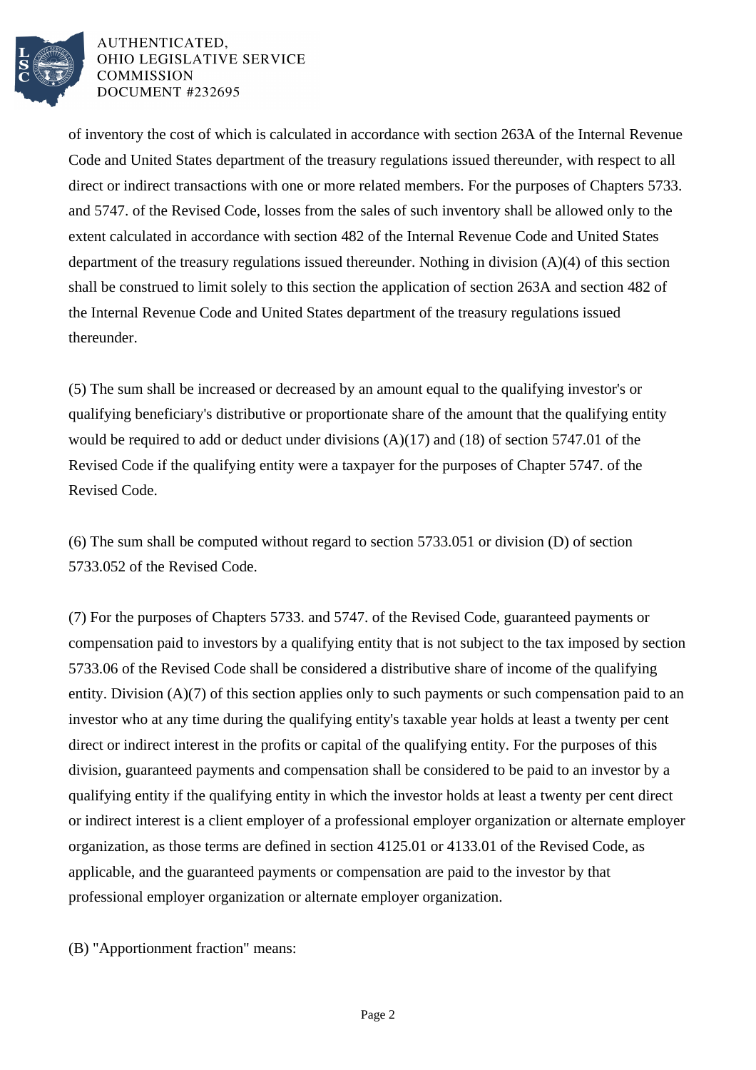of inventory the cost of which is calculated in accordance with section 263A of the Internal Revenue Code and United States department of the treasury regulations issued thereunder, with respect to all direct or indirect transactions with one or more related members. For the purposes of Chapters 5733. and 5747. of the Revised Code, losses from the sales of such inventory shall be allowed only to the extent calculated in accordance with section 482 of the Internal Revenue Code and United States department of the treasury regulations issued thereunder. Nothing in division (A)(4) of this section shall be construed to limit solely to this section the application of section 263A and section 482 of the Internal Revenue Code and United States department of the treasury regulations issued thereunder.

(5) The sum shall be increased or decreased by an amount equal to the qualifying investor's or qualifying beneficiary's distributive or proportionate share of the amount that the qualifying entity would be required to add or deduct under divisions (A)(17) and (18) of section 5747.01 of the Revised Code if the qualifying entity were a taxpayer for the purposes of Chapter 5747. of the Revised Code.

(6) The sum shall be computed without regard to section 5733.051 or division (D) of section 5733.052 of the Revised Code.

(7) For the purposes of Chapters 5733. and 5747. of the Revised Code, guaranteed payments or compensation paid to investors by a qualifying entity that is not subject to the tax imposed by section 5733.06 of the Revised Code shall be considered a distributive share of income of the qualifying entity. Division (A)(7) of this section applies only to such payments or such compensation paid to an investor who at any time during the qualifying entity's taxable year holds at least a twenty per cent direct or indirect interest in the profits or capital of the qualifying entity. For the purposes of this division, guaranteed payments and compensation shall be considered to be paid to an investor by a qualifying entity if the qualifying entity in which the investor holds at least a twenty per cent direct or indirect interest is a client employer of a professional employer organization or alternate employer organization, as those terms are defined in section 4125.01 or 4133.01 of the Revised Code, as applicable, and the guaranteed payments or compensation are paid to the investor by that professional employer organization or alternate employer organization.

(B) "Apportionment fraction" means: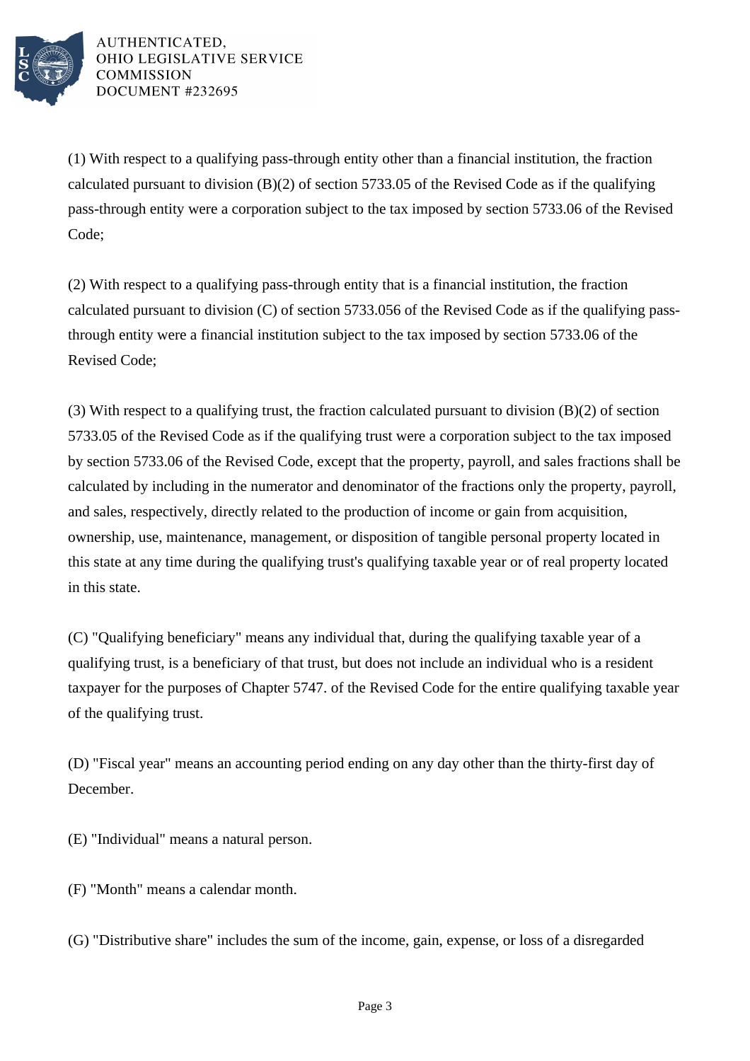(1) With respect to a qualifying pass-through entity other than a financial institution, the fraction calculated pursuant to division (B)(2) of section 5733.05 of the Revised Code as if the qualifying pass-through entity were a corporation subject to the tax imposed by section 5733.06 of the Revised Code;

(2) With respect to a qualifying pass-through entity that is a financial institution, the fraction calculated pursuant to division (C) of section 5733.056 of the Revised Code as if the qualifying pass-through entity were a financial institution subject to the tax imposed by section 5733.06 of the Revised Code;

(3) With respect to a qualifying trust, the fraction calculated pursuant to division (B)(2) of section 5733.05 of the Revised Code as if the qualifying trust were a corporation subject to the tax imposed by section 5733.06 of the Revised Code, except that the property, payroll, and sales fractions shall be calculated by including in the numerator and denominator of the fractions only the property, payroll, and sales, respectively, directly related to the production of income or gain from acquisition, ownership, use, maintenance, management, or disposition of tangible personal property located in this state at any time during the qualifying trust's qualifying taxable year or of real property located in this state.

(C) "Qualifying beneficiary" means any individual that, during the qualifying taxable year of a qualifying trust, is a beneficiary of that trust, but does not include an individual who is a resident taxpayer for the purposes of Chapter 5747. of the Revised Code for the entire qualifying taxable year of the qualifying trust.

(D) "Fiscal year" means an accounting period ending on any day other than the thirty-first day of December.

(E) "Individual" means a natural person.

(F) "Month" means a calendar month.

(G) "Distributive share" includes the sum of the income, gain, expense, or loss of a disregarded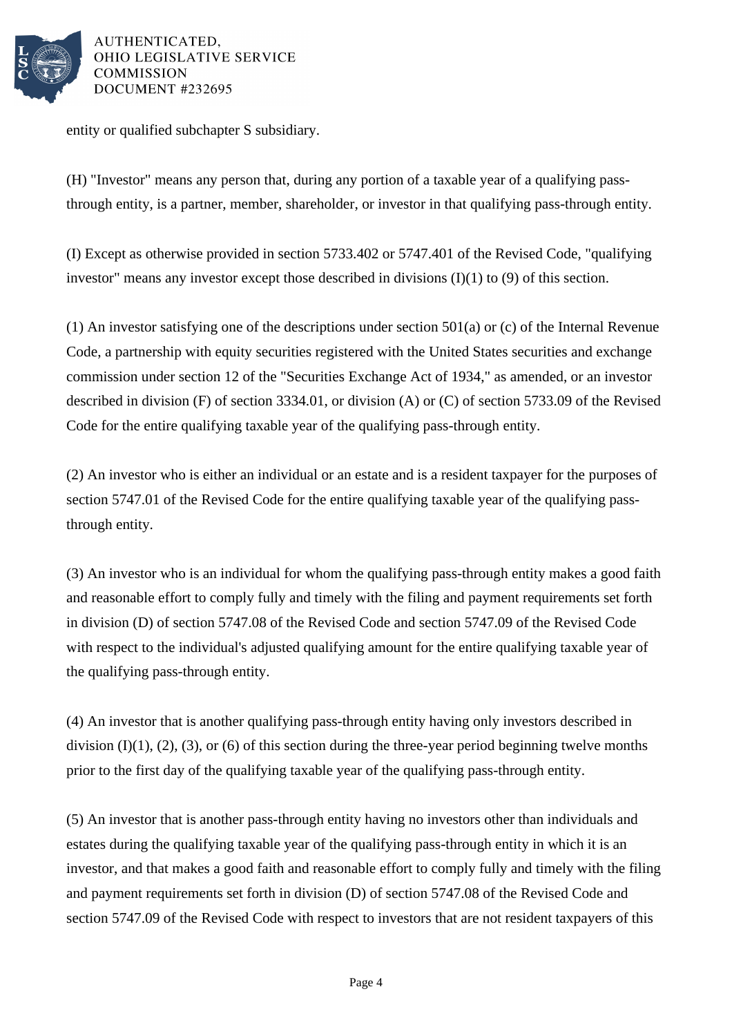entity or qualified subchapter S subsidiary.

(H) "Investor" means any person that, during any portion of a taxable year of a qualifying pass-through entity, is a partner, member, shareholder, or investor in that qualifying pass-through entity.

(I) Except as otherwise provided in section 5733.402 or 5747.401 of the Revised Code, "qualifying investor" means any investor except those described in divisions (I)(1) to (9) of this section.

(1) An investor satisfying one of the descriptions under section 501(a) or (c) of the Internal Revenue Code, a partnership with equity securities registered with the United States securities and exchange commission under section 12 of the "Securities Exchange Act of 1934," as amended, or an investor described in division (F) of section 3334.01, or division (A) or (C) of section 5733.09 of the Revised Code for the entire qualifying taxable year of the qualifying pass-through entity.

(2) An investor who is either an individual or an estate and is a resident taxpayer for the purposes of section 5747.01 of the Revised Code for the entire qualifying taxable year of the qualifying pass-through entity.

(3) An investor who is an individual for whom the qualifying pass-through entity makes a good faith and reasonable effort to comply fully and timely with the filing and payment requirements set forth in division (D) of section 5747.08 of the Revised Code and section 5747.09 of the Revised Code with respect to the individual's adjusted qualifying amount for the entire qualifying taxable year of the qualifying pass-through entity.

(4) An investor that is another qualifying pass-through entity having only investors described in division (I)(1), (2), (3), or (6) of this section during the three-year period beginning twelve months prior to the first day of the qualifying taxable year of the qualifying pass-through entity.

(5) An investor that is another pass-through entity having no investors other than individuals and estates during the qualifying taxable year of the qualifying pass-through entity in which it is an investor, and that makes a good faith and reasonable effort to comply fully and timely with the filing and payment requirements set forth in division (D) of section 5747.08 of the Revised Code and section 5747.09 of the Revised Code with respect to investors that are not resident taxpayers of this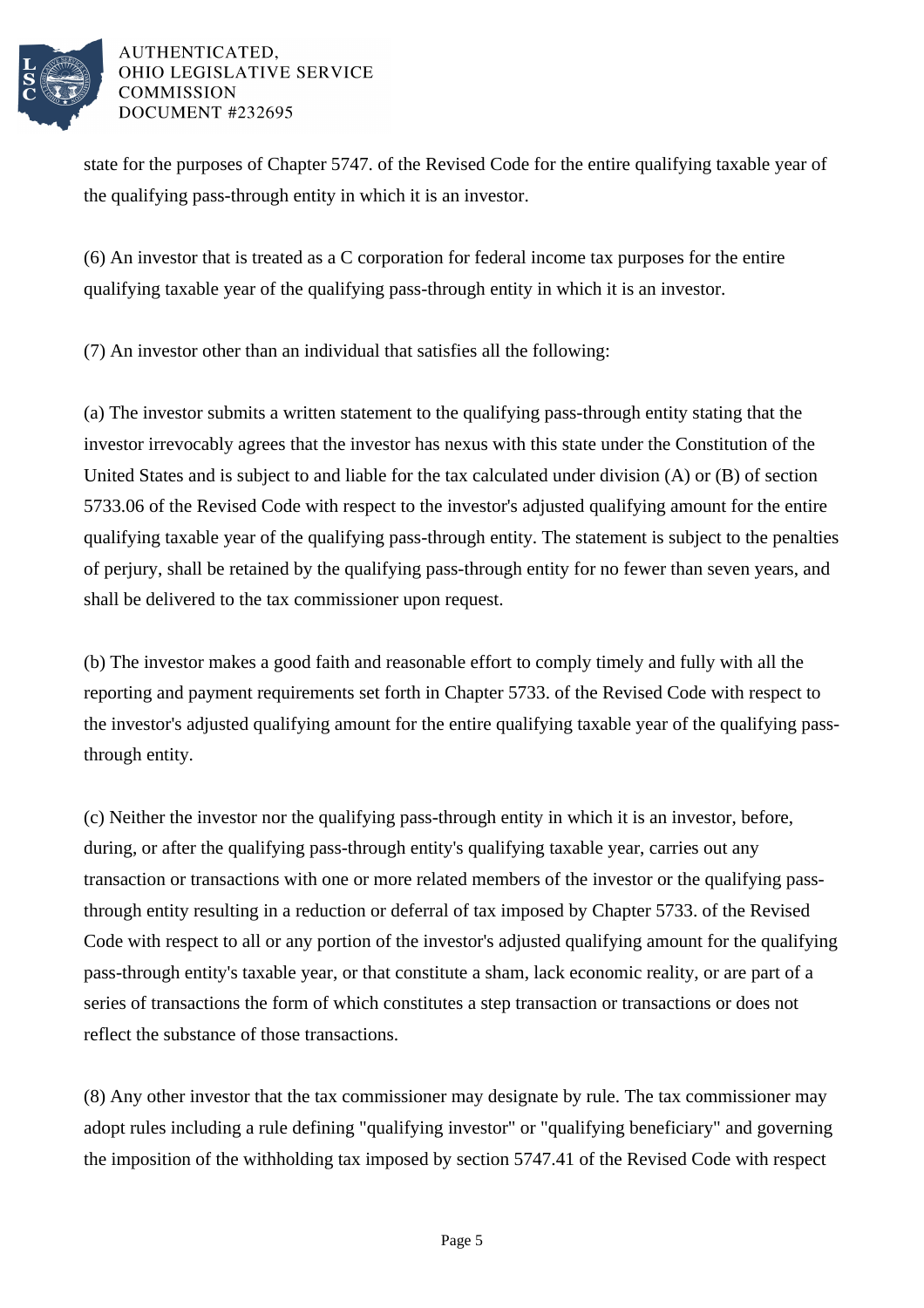state for the purposes of Chapter 5747. of the Revised Code for the entire qualifying taxable year of the qualifying pass-through entity in which it is an investor.

(6) An investor that is treated as a C corporation for federal income tax purposes for the entire qualifying taxable year of the qualifying pass-through entity in which it is an investor.

(7) An investor other than an individual that satisfies all the following:

(a) The investor submits a written statement to the qualifying pass-through entity stating that the investor irrevocably agrees that the investor has nexus with this state under the Constitution of the United States and is subject to and liable for the tax calculated under division (A) or (B) of section 5733.06 of the Revised Code with respect to the investor's adjusted qualifying amount for the entire qualifying taxable year of the qualifying pass-through entity. The statement is subject to the penalties of perjury, shall be retained by the qualifying pass-through entity for no fewer than seven years, and shall be delivered to the tax commissioner upon request.

(b) The investor makes a good faith and reasonable effort to comply timely and fully with all the reporting and payment requirements set forth in Chapter 5733. of the Revised Code with respect to the investor's adjusted qualifying amount for the entire qualifying taxable year of the qualifying pass-through entity.

(c) Neither the investor nor the qualifying pass-through entity in which it is an investor, before, during, or after the qualifying pass-through entity's qualifying taxable year, carries out any transaction or transactions with one or more related members of the investor or the qualifying pass-through entity resulting in a reduction or deferral of tax imposed by Chapter 5733. of the Revised Code with respect to all or any portion of the investor's adjusted qualifying amount for the qualifying pass-through entity's taxable year, or that constitute a sham, lack economic reality, or are part of a series of transactions the form of which constitutes a step transaction or transactions or does not reflect the substance of those transactions.

(8) Any other investor that the tax commissioner may designate by rule. The tax commissioner may adopt rules including a rule defining "qualifying investor" or "qualifying beneficiary" and governing the imposition of the withholding tax imposed by section 5747.41 of the Revised Code with respect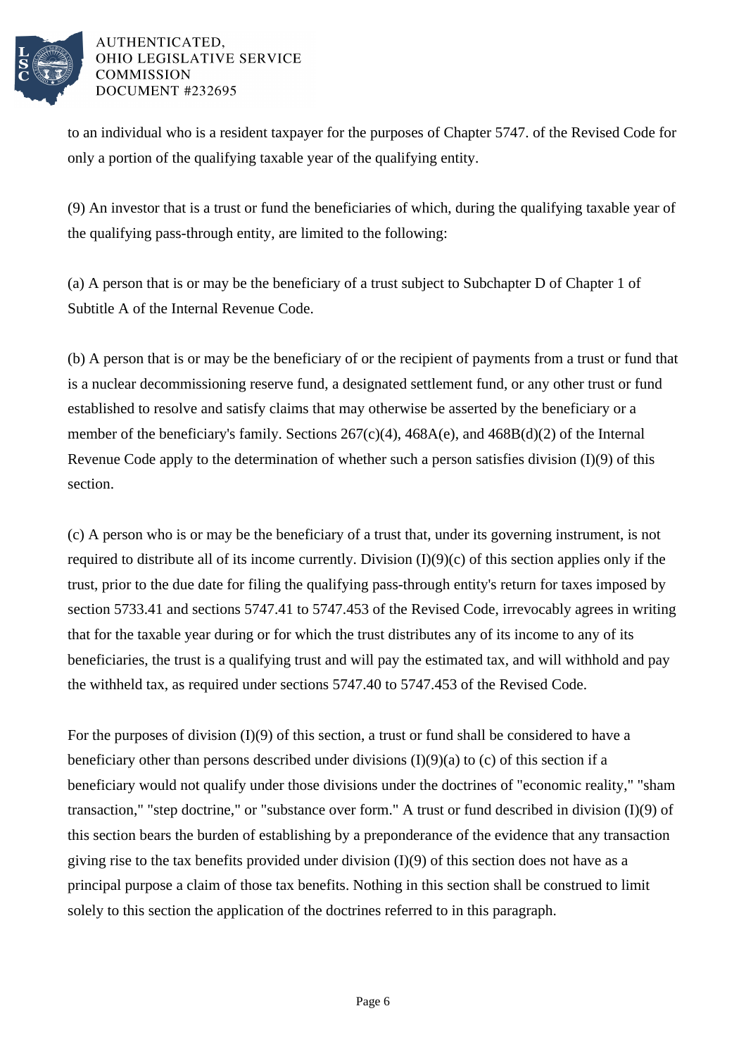to an individual who is a resident taxpayer for the purposes of Chapter 5747. of the Revised Code for only a portion of the qualifying taxable year of the qualifying entity.

(9) An investor that is a trust or fund the beneficiaries of which, during the qualifying taxable year of the qualifying pass-through entity, are limited to the following:

(a) A person that is or may be the beneficiary of a trust subject to Subchapter D of Chapter 1 of Subtitle A of the Internal Revenue Code.

(b) A person that is or may be the beneficiary of or the recipient of payments from a trust or fund that is a nuclear decommissioning reserve fund, a designated settlement fund, or any other trust or fund established to resolve and satisfy claims that may otherwise be asserted by the beneficiary or a member of the beneficiary's family. Sections 267(c)(4), 468A(e), and 468B(d)(2) of the Internal Revenue Code apply to the determination of whether such a person satisfies division (I)(9) of this section.

(c) A person who is or may be the beneficiary of a trust that, under its governing instrument, is not required to distribute all of its income currently. Division (I)(9)(c) of this section applies only if the trust, prior to the due date for filing the qualifying pass-through entity's return for taxes imposed by section 5733.41 and sections 5747.41 to 5747.453 of the Revised Code, irrevocably agrees in writing that for the taxable year during or for which the trust distributes any of its income to any of its beneficiaries, the trust is a qualifying trust and will pay the estimated tax, and will withhold and pay the withheld tax, as required under sections 5747.40 to 5747.453 of the Revised Code.

For the purposes of division (I)(9) of this section, a trust or fund shall be considered to have a beneficiary other than persons described under divisions (I)(9)(a) to (c) of this section if a beneficiary would not qualify under those divisions under the doctrines of "economic reality," "sham transaction," "step doctrine," or "substance over form." A trust or fund described in division (I)(9) of this section bears the burden of establishing by a preponderance of the evidence that any transaction giving rise to the tax benefits provided under division (I)(9) of this section does not have as a principal purpose a claim of those tax benefits. Nothing in this section shall be construed to limit solely to this section the application of the doctrines referred to in this paragraph.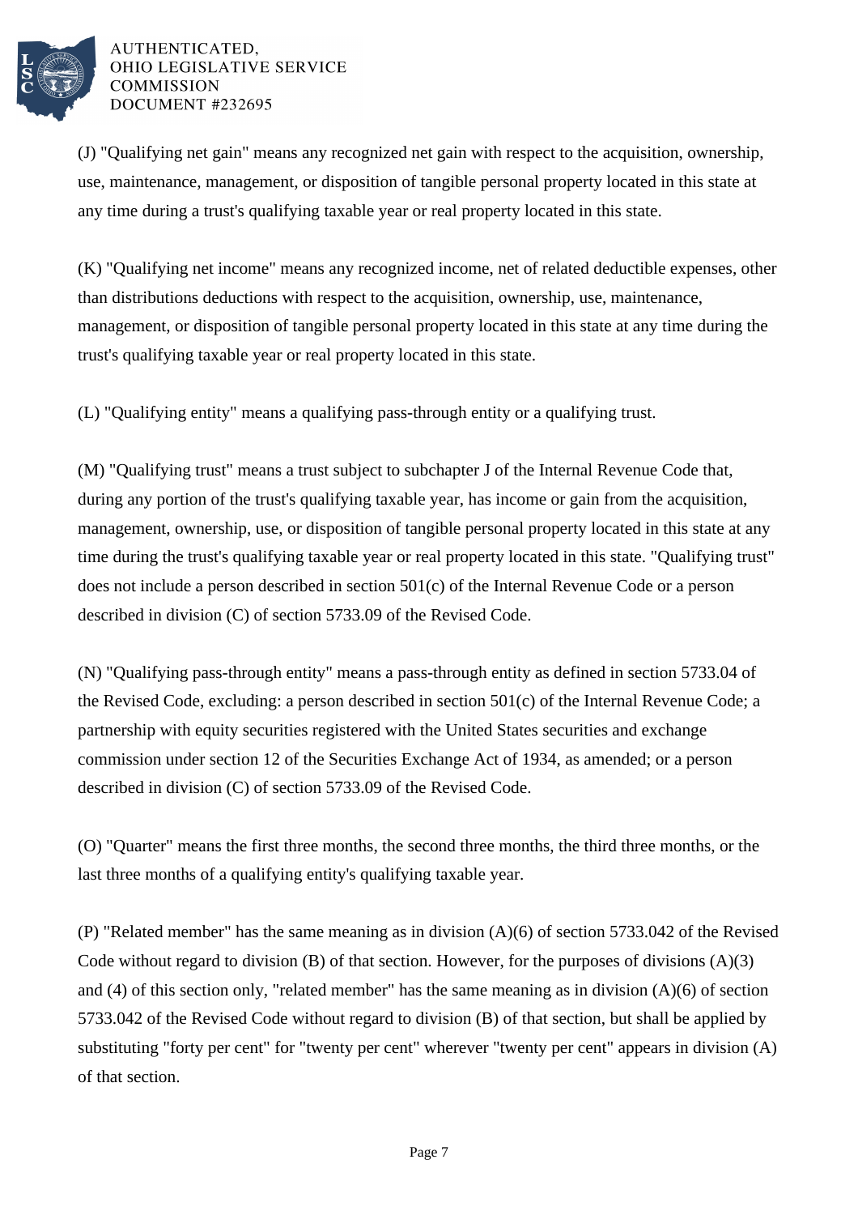(J) "Qualifying net gain" means any recognized net gain with respect to the acquisition, ownership, use, maintenance, management, or disposition of tangible personal property located in this state at any time during a trust's qualifying taxable year or real property located in this state.

(K) "Qualifying net income" means any recognized income, net of related deductible expenses, other than distributions deductions with respect to the acquisition, ownership, use, maintenance, management, or disposition of tangible personal property located in this state at any time during the trust's qualifying taxable year or real property located in this state.

(L) "Qualifying entity" means a qualifying pass-through entity or a qualifying trust.

(M) "Qualifying trust" means a trust subject to subchapter J of the Internal Revenue Code that, during any portion of the trust's qualifying taxable year, has income or gain from the acquisition, management, ownership, use, or disposition of tangible personal property located in this state at any time during the trust's qualifying taxable year or real property located in this state. "Qualifying trust" does not include a person described in section 501(c) of the Internal Revenue Code or a person described in division (C) of section 5733.09 of the Revised Code.

(N) "Qualifying pass-through entity" means a pass-through entity as defined in section 5733.04 of the Revised Code, excluding: a person described in section 501(c) of the Internal Revenue Code; a partnership with equity securities registered with the United States securities and exchange commission under section 12 of the Securities Exchange Act of 1934, as amended; or a person described in division (C) of section 5733.09 of the Revised Code.

(O) "Quarter" means the first three months, the second three months, the third three months, or the last three months of a qualifying entity's qualifying taxable year.

(P) "Related member" has the same meaning as in division (A)(6) of section 5733.042 of the Revised Code without regard to division (B) of that section. However, for the purposes of divisions (A)(3) and (4) of this section only, "related member" has the same meaning as in division (A)(6) of section 5733.042 of the Revised Code without regard to division (B) of that section, but shall be applied by substituting "forty per cent" for "twenty per cent" wherever "twenty per cent" appears in division (A) of that section.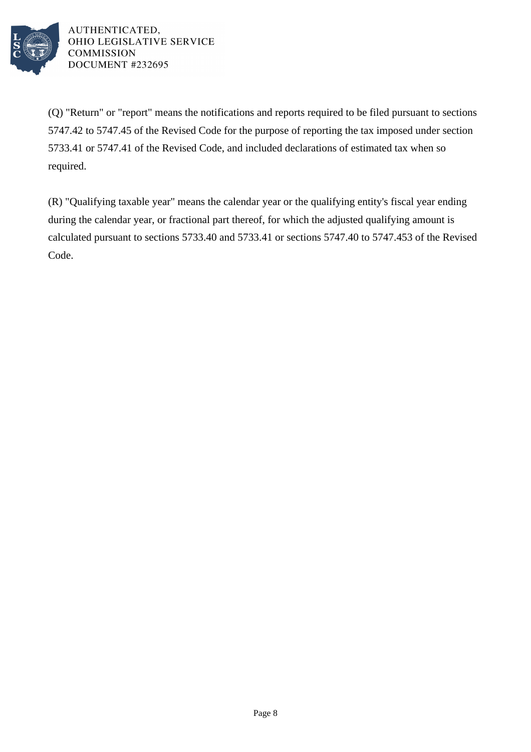(Q) "Return" or "report" means the notifications and reports required to be filed pursuant to sections 5747.42 to 5747.45 of the Revised Code for the purpose of reporting the tax imposed under section 5733.41 or 5747.41 of the Revised Code, and included declarations of estimated tax when so required.

(R) "Qualifying taxable year" means the calendar year or the qualifying entity's fiscal year ending during the calendar year, or fractional part thereof, for which the adjusted qualifying amount is calculated pursuant to sections 5733.40 and 5733.41 or sections 5747.40 to 5747.453 of the Revised Code.